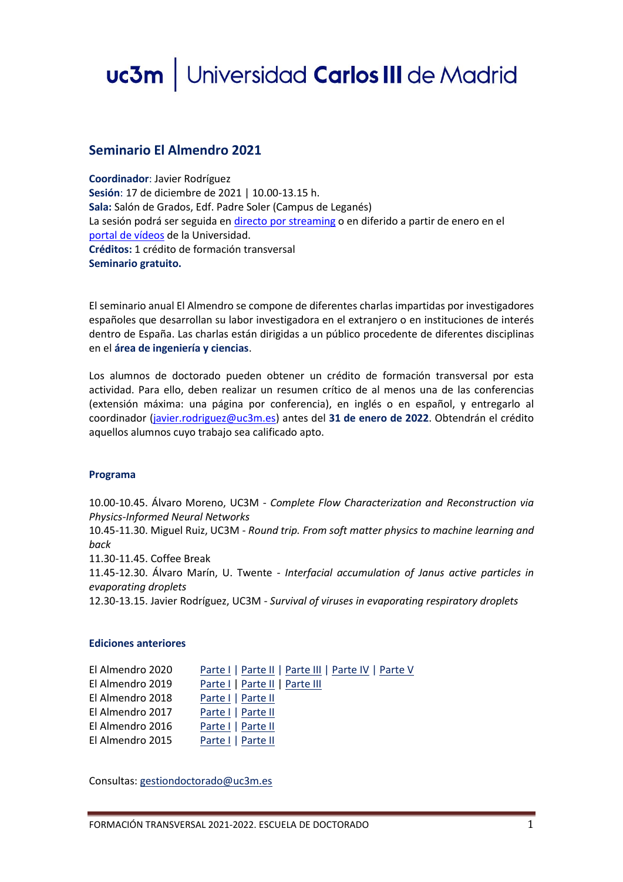# uc3m | Universidad Carlos III de Madrid

## Seminario El Almendro 2021

**Coordinador**: Javier Rodríguez
**Sesión**: 17 de diciembre de 2021 | 10.00-13.15 h.
**Sala:** Salón de Grados, Edf. Padre Soler (Campus de Leganés)
La sesión podrá ser seguida en directo por streaming o en diferido a partir de enero en el portal de vídeos de la Universidad.
**Créditos:** 1 crédito de formación transversal
**Seminario gratuito.**

El seminario anual El Almendro se compone de diferentes charlas impartidas por investigadores españoles que desarrollan su labor investigadora en el extranjero o en instituciones de interés dentro de España. Las charlas están dirigidas a un público procedente de diferentes disciplinas en el **área de ingeniería y ciencias**.

Los alumnos de doctorado pueden obtener un crédito de formación transversal por esta actividad. Para ello, deben realizar un resumen crítico de al menos una de las conferencias (extensión máxima: una página por conferencia), en inglés o en español, y entregarlo al coordinador (javier.rodriguez@uc3m.es) antes del **31 de enero de 2022**. Obtendrán el crédito aquellos alumnos cuyo trabajo sea calificado apto.

### Programa

10.00-10.45. Álvaro Moreno, UC3M - *Complete Flow Characterization and Reconstruction via Physics-Informed Neural Networks*
10.45-11.30. Miguel Ruiz, UC3M - *Round trip. From soft matter physics to machine learning and back*
11.30-11.45. Coffee Break
11.45-12.30. Álvaro Marín, U. Twente - *Interfacial accumulation of Janus active particles in evaporating droplets*
12.30-13.15. Javier Rodríguez, UC3M - *Survival of viruses in evaporating respiratory droplets*

### Ediciones anteriores

| | |
|---|---|
| El Almendro 2020 | Parte I \| Parte II \| Parte III \| Parte IV \| Parte V |
| El Almendro 2019 | Parte I \| Parte II \| Parte III |
| El Almendro 2018 | Parte I \| Parte II |
| El Almendro 2017 | Parte I \| Parte II |
| El Almendro 2016 | Parte I \| Parte II |
| El Almendro 2015 | Parte I \| Parte II |

Consultas: gestiondoctorado@uc3m.es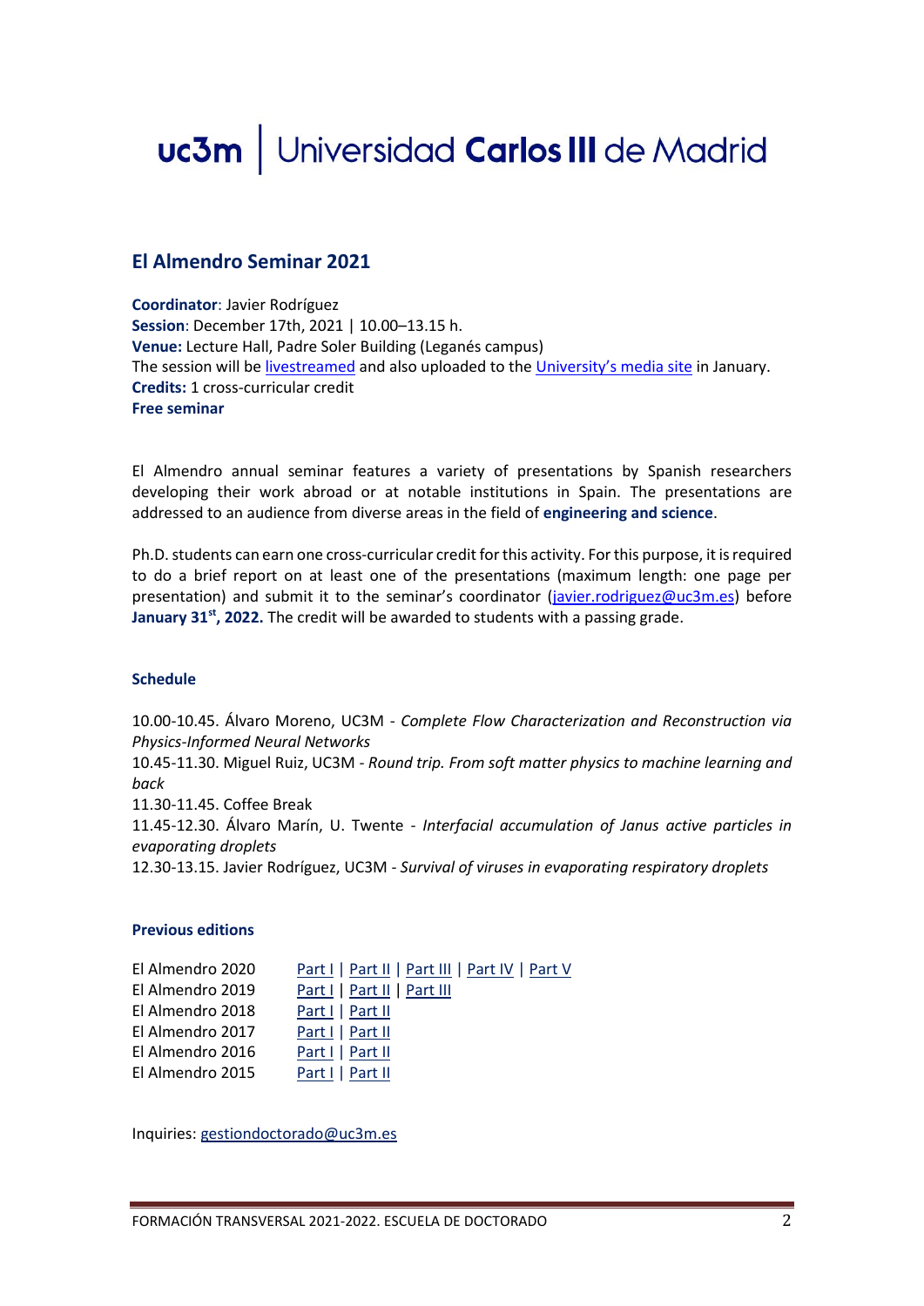uc3m | Universidad **Carlos III** de Madrid

## El Almendro Seminar 2021

**Coordinator**: Javier Rodríguez
**Session**: December 17th, 2021 | 10.00–13.15 h.
**Venue:** Lecture Hall, Padre Soler Building (Leganés campus)
The session will be livestreamed and also uploaded to the University's media site in January.
**Credits:** 1 cross-curricular credit
**Free seminar**

El Almendro annual seminar features a variety of presentations by Spanish researchers developing their work abroad or at notable institutions in Spain. The presentations are addressed to an audience from diverse areas in the field of **engineering and science**.

Ph.D. students can earn one cross-curricular credit for this activity. For this purpose, it is required to do a brief report on at least one of the presentations (maximum length: one page per presentation) and submit it to the seminar's coordinator (javier.rodriguez@uc3m.es) before **January 31st, 2022.** The credit will be awarded to students with a passing grade.

### Schedule

10.00-10.45. Álvaro Moreno, UC3M - *Complete Flow Characterization and Reconstruction via Physics-Informed Neural Networks*
10.45-11.30. Miguel Ruiz, UC3M - *Round trip. From soft matter physics to machine learning and back*
11.30-11.45. Coffee Break
11.45-12.30. Álvaro Marín, U. Twente - *Interfacial accumulation of Janus active particles in evaporating droplets*
12.30-13.15. Javier Rodríguez, UC3M - *Survival of viruses in evaporating respiratory droplets*

### Previous editions

| | |
|---|---|
| El Almendro 2020 | Part I \| Part II \| Part III \| Part IV \| Part V |
| El Almendro 2019 | Part I \| Part II \| Part III |
| El Almendro 2018 | Part I \| Part II |
| El Almendro 2017 | Part I \| Part II |
| El Almendro 2016 | Part I \| Part II |
| El Almendro 2015 | Part I \| Part II |

Inquiries: gestiondoctorado@uc3m.es

FORMACIÓN TRANSVERSAL 2021-2022. ESCUELA DE DOCTORADO